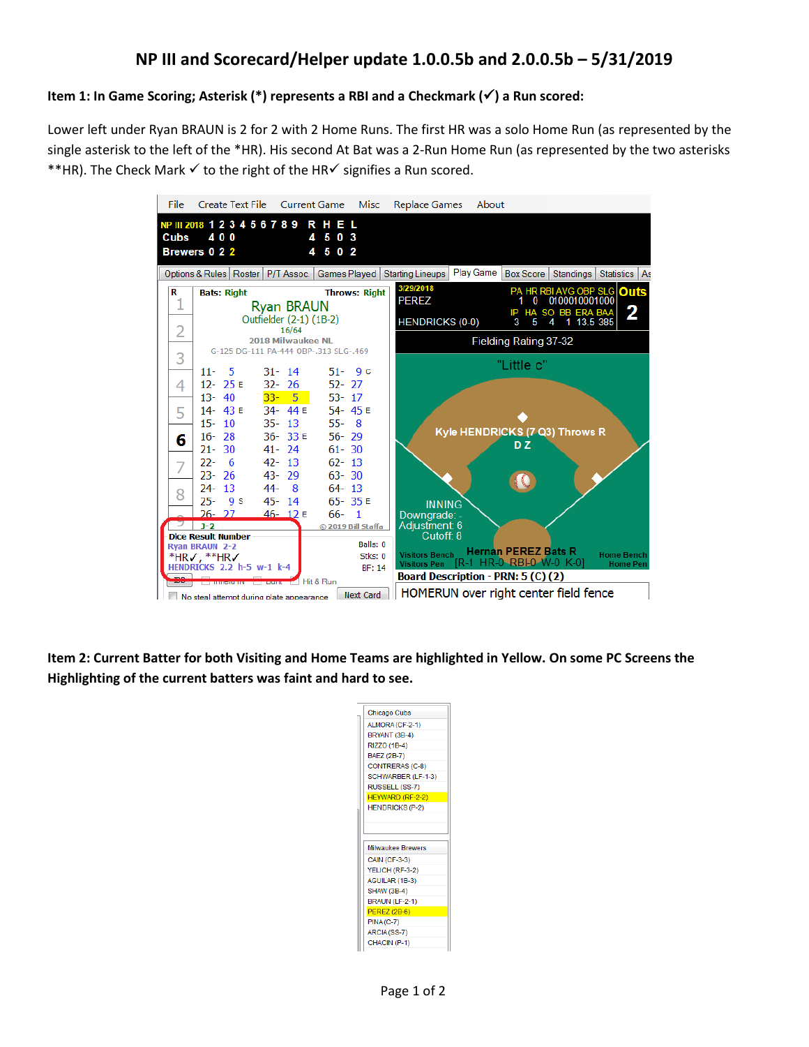# NP III and Scorecard/Helper update 1.0.0.5b and 2.0.0.5b – 5/31/2019

**Item 1: In Game Scoring; Asterisk (*) represents a RBI and a Checkmark (✓) a Run scored:**

Lower left under Ryan BRAUN is 2 for 2 with 2 Home Runs. The first HR was a solo Home Run (as represented by the single asterisk to the left of the *HR). His second At Bat was a 2-Run Home Run (as represented by the two asterisks **HR). The Check Mark ✓ to the right of the HR✓ signifies a Run scored.

**Item 2: Current Batter for both Visiting and Home Teams are highlighted in Yellow. On some PC Screens the Highlighting of the current batters was faint and hard to see.**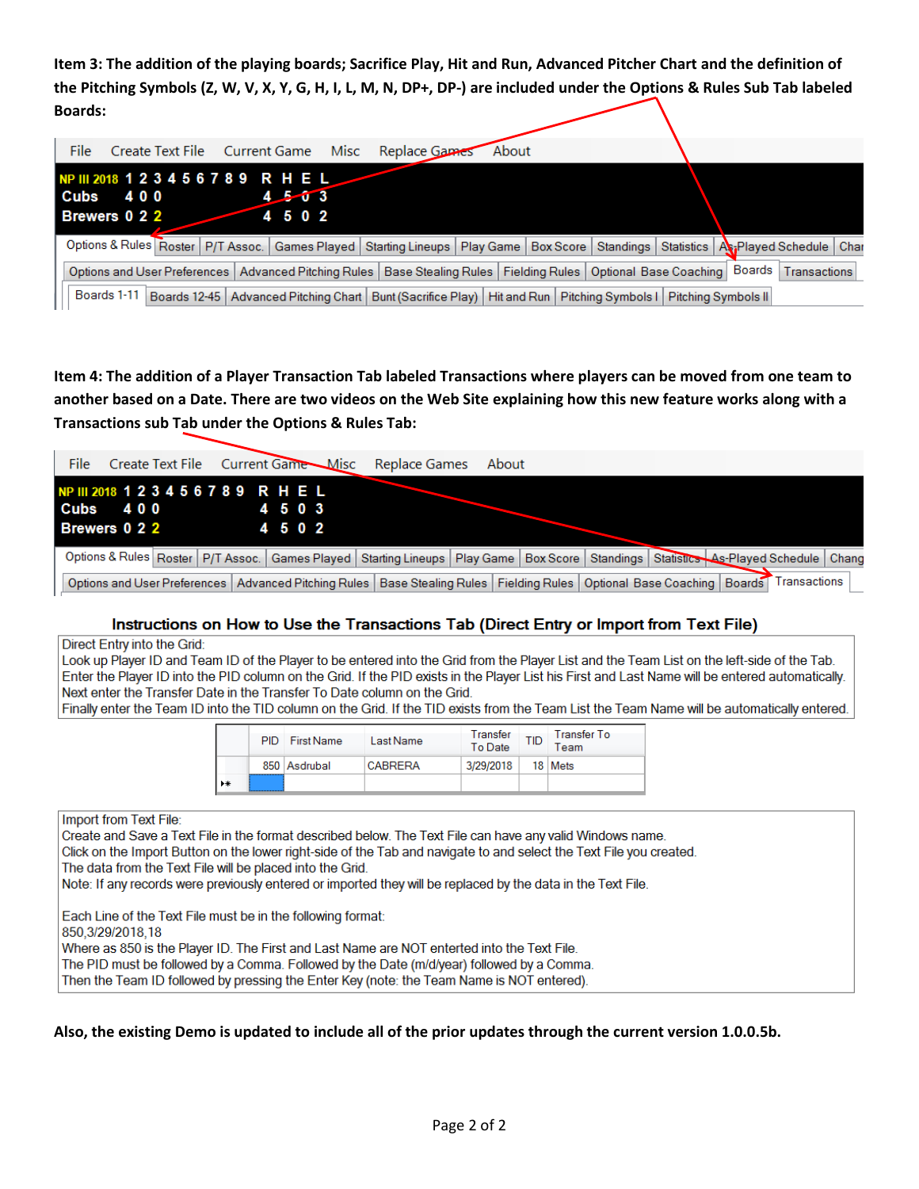**Item 3: The addition of the playing boards; Sacrifice Play, Hit and Run, Advanced Pitcher Chart and the definition of the Pitching Symbols (Z, W, V, X, Y, G, H, I, L, M, N, DP+, DP-) are included under the Options & Rules Sub Tab labeled Boards:**

File   Create Text File   Current Game   Misc   Replace Games   About

NP III 2018 1 2 3 4 5 6 7 8 9 R H E L
Cubs 4 0 0 4 5 0 3
Brewers 0 2 2 4 5 0 2

Options & Rules | Roster | P/T Assoc. | Games Played | Starting Lineups | Play Game | Box Score | Standings | Statistics | As-Played Schedule | Char

Options and User Preferences | Advanced Pitching Rules | Base Stealing Rules | Fielding Rules | Optional Base Coaching | Boards | Transactions

Boards 1-11 | Boards 12-45 | Advanced Pitching Chart | Bunt (Sacrifice Play) | Hit and Run | Pitching Symbols I | Pitching Symbols II

**Item 4: The addition of a Player Transaction Tab labeled Transactions where players can be moved from one team to another based on a Date. There are two videos on the Web Site explaining how this new feature works along with a Transactions sub Tab under the Options & Rules Tab:**

File   Create Text File   Current Game   Misc   Replace Games   About

NP III 2018 1 2 3 4 5 6 7 8 9 R H E L
Cubs 4 0 0 4 5 0 3
Brewers 0 2 2 4 5 0 2

Options & Rules | Roster | P/T Assoc. | Games Played | Starting Lineups | Play Game | Box Score | Standings | Statistics | As-Played Schedule | Chang

Options and User Preferences | Advanced Pitching Rules | Base Stealing Rules | Fielding Rules | Optional Base Coaching | Boards | Transactions

### Instructions on How to Use the Transactions Tab (Direct Entry or Import from Text File)

Direct Entry into the Grid:
Look up Player ID and Team ID of the Player to be entered into the Grid from the Player List and the Team List on the left-side of the Tab.
Enter the Player ID into the PID column on the Grid. If the PID exists in the Player List his First and Last Name will be entered automatically.
Next enter the Transfer Date in the Transfer To Date column on the Grid.
Finally enter the Team ID into the TID column on the Grid. If the TID exists from the Team List the Team Name will be automatically entered.

| | PID | First Name | Last Name | Transfer To Date | TID | Transfer To Team |
|---|---|---|---|---|---|---|
| | 850 | Asdrubal | CABRERA | 3/29/2018 | 18 | Mets |
| ▸* | | | | | | |

Import from Text File:
Create and Save a Text File in the format described below. The Text File can have any valid Windows name.
Click on the Import Button on the lower right-side of the Tab and navigate to and select the Text File you created.
The data from the Text File will be placed into the Grid.
Note: If any records were previously entered or imported they will be replaced by the data in the Text File.

Each Line of the Text File must be in the following format:
850,3/29/2018,18
Where as 850 is the Player ID. The First and Last Name are NOT enterted into the Text File.
The PID must be followed by a Comma. Followed by the Date (m/d/year) followed by a Comma.
Then the Team ID followed by pressing the Enter Key (note: the Team Name is NOT entered).

**Also, the existing Demo is updated to include all of the prior updates through the current version 1.0.0.5b.**